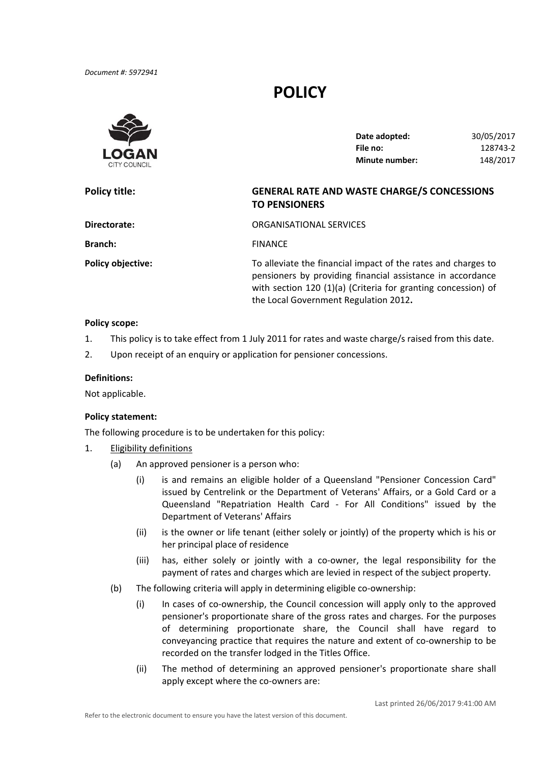*Document #: 5972941*

# POLICY

LOGAN CITY COUNCIL

| | |
|---|---|
| **Date adopted:** | 30/05/2017 |
| **File no:** | 128743-2 |
| **Minute number:** | 148/2017 |

| | |
|---|---|
| **Policy title:** | **GENERAL RATE AND WASTE CHARGE/S CONCESSIONS TO PENSIONERS** |
| **Directorate:** | ORGANISATIONAL SERVICES |
| **Branch:** | FINANCE |
| **Policy objective:** | To alleviate the financial impact of the rates and charges to pensioners by providing financial assistance in accordance with section 120 (1)(a) (Criteria for granting concession) of the Local Government Regulation 2012**.** |

**Policy scope:**

1. This policy is to take effect from 1 July 2011 for rates and waste charge/s raised from this date.
2. Upon receipt of an enquiry or application for pensioner concessions.

**Definitions:**

Not applicable.

**Policy statement:**

The following procedure is to be undertaken for this policy:

1. Eligibility definitions
   - (a) An approved pensioner is a person who:
     - (i) is and remains an eligible holder of a Queensland "Pensioner Concession Card" issued by Centrelink or the Department of Veterans' Affairs, or a Gold Card or a Queensland "Repatriation Health Card - For All Conditions" issued by the Department of Veterans' Affairs
     - (ii) is the owner or life tenant (either solely or jointly) of the property which is his or her principal place of residence
     - (iii) has, either solely or jointly with a co-owner, the legal responsibility for the payment of rates and charges which are levied in respect of the subject property.
   - (b) The following criteria will apply in determining eligible co-ownership:
     - (i) In cases of co-ownership, the Council concession will apply only to the approved pensioner's proportionate share of the gross rates and charges. For the purposes of determining proportionate share, the Council shall have regard to conveyancing practice that requires the nature and extent of co-ownership to be recorded on the transfer lodged in the Titles Office.
     - (ii) The method of determining an approved pensioner's proportionate share shall apply except where the co-owners are: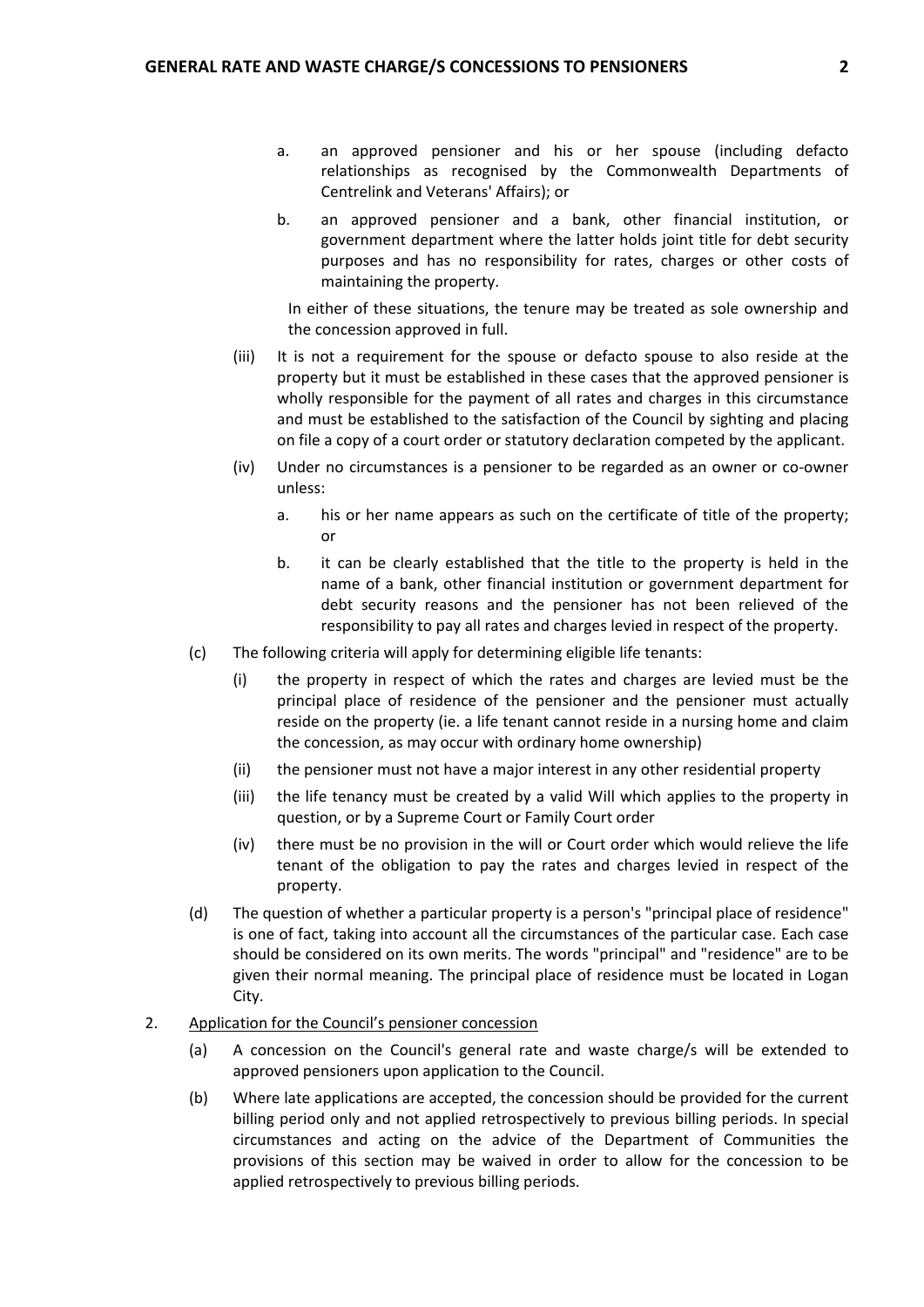a. an approved pensioner and his or her spouse (including defacto relationships as recognised by the Commonwealth Departments of Centrelink and Veterans' Affairs); or

b. an approved pensioner and a bank, other financial institution, or government department where the latter holds joint title for debt security purposes and has no responsibility for rates, charges or other costs of maintaining the property.

In either of these situations, the tenure may be treated as sole ownership and the concession approved in full.

(iii) It is not a requirement for the spouse or defacto spouse to also reside at the property but it must be established in these cases that the approved pensioner is wholly responsible for the payment of all rates and charges in this circumstance and must be established to the satisfaction of the Council by sighting and placing on file a copy of a court order or statutory declaration competed by the applicant.

(iv) Under no circumstances is a pensioner to be regarded as an owner or co-owner unless:

a. his or her name appears as such on the certificate of title of the property; or

b. it can be clearly established that the title to the property is held in the name of a bank, other financial institution or government department for debt security reasons and the pensioner has not been relieved of the responsibility to pay all rates and charges levied in respect of the property.

(c) The following criteria will apply for determining eligible life tenants:

(i) the property in respect of which the rates and charges are levied must be the principal place of residence of the pensioner and the pensioner must actually reside on the property (ie. a life tenant cannot reside in a nursing home and claim the concession, as may occur with ordinary home ownership)

(ii) the pensioner must not have a major interest in any other residential property

(iii) the life tenancy must be created by a valid Will which applies to the property in question, or by a Supreme Court or Family Court order

(iv) there must be no provision in the will or Court order which would relieve the life tenant of the obligation to pay the rates and charges levied in respect of the property.

(d) The question of whether a particular property is a person's "principal place of residence" is one of fact, taking into account all the circumstances of the particular case. Each case should be considered on its own merits. The words "principal" and "residence" are to be given their normal meaning. The principal place of residence must be located in Logan City.

2. Application for the Council's pensioner concession

(a) A concession on the Council's general rate and waste charge/s will be extended to approved pensioners upon application to the Council.

(b) Where late applications are accepted, the concession should be provided for the current billing period only and not applied retrospectively to previous billing periods. In special circumstances and acting on the advice of the Department of Communities the provisions of this section may be waived in order to allow for the concession to be applied retrospectively to previous billing periods.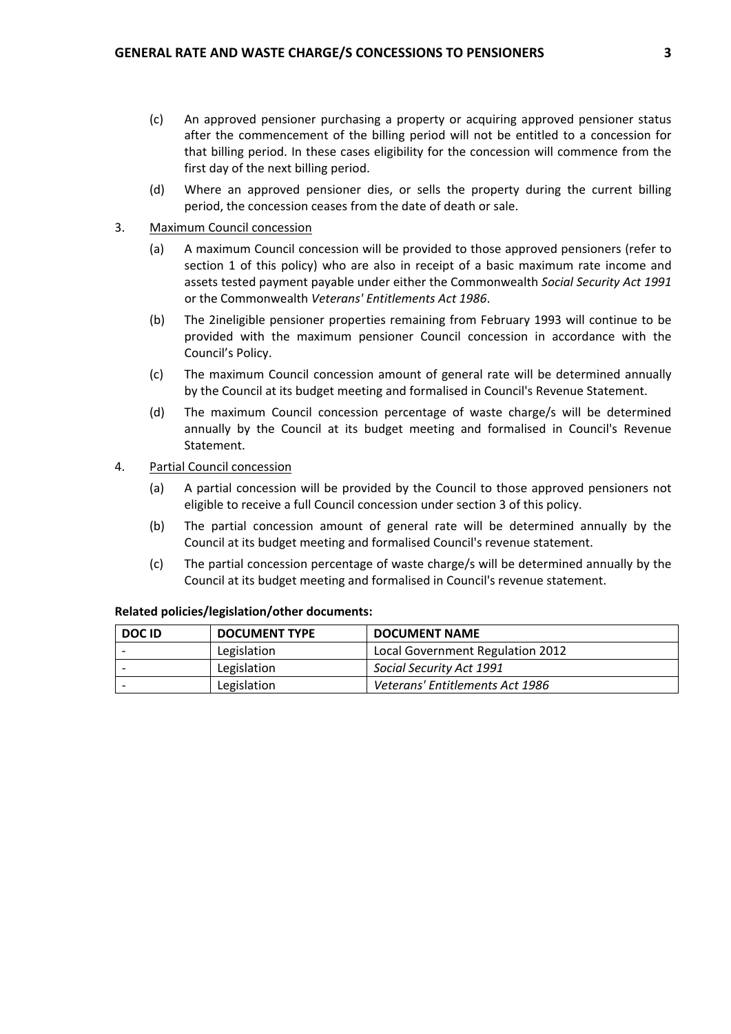(c) An approved pensioner purchasing a property or acquiring approved pensioner status after the commencement of the billing period will not be entitled to a concession for that billing period. In these cases eligibility for the concession will commence from the first day of the next billing period.

(d) Where an approved pensioner dies, or sells the property during the current billing period, the concession ceases from the date of death or sale.

3. Maximum Council concession

(a) A maximum Council concession will be provided to those approved pensioners (refer to section 1 of this policy) who are also in receipt of a basic maximum rate income and assets tested payment payable under either the Commonwealth *Social Security Act 1991* or the Commonwealth *Veterans' Entitlements Act 1986*.

(b) The 2ineligible pensioner properties remaining from February 1993 will continue to be provided with the maximum pensioner Council concession in accordance with the Council's Policy.

(c) The maximum Council concession amount of general rate will be determined annually by the Council at its budget meeting and formalised in Council's Revenue Statement.

(d) The maximum Council concession percentage of waste charge/s will be determined annually by the Council at its budget meeting and formalised in Council's Revenue Statement.

4. Partial Council concession

(a) A partial concession will be provided by the Council to those approved pensioners not eligible to receive a full Council concession under section 3 of this policy.

(b) The partial concession amount of general rate will be determined annually by the Council at its budget meeting and formalised Council's revenue statement.

(c) The partial concession percentage of waste charge/s will be determined annually by the Council at its budget meeting and formalised in Council's revenue statement.

**Related policies/legislation/other documents:**

| DOC ID | DOCUMENT TYPE | DOCUMENT NAME |
|---|---|---|
| - | Legislation | Local Government Regulation 2012 |
| - | Legislation | *Social Security Act 1991* |
| - | Legislation | *Veterans' Entitlements Act 1986* |